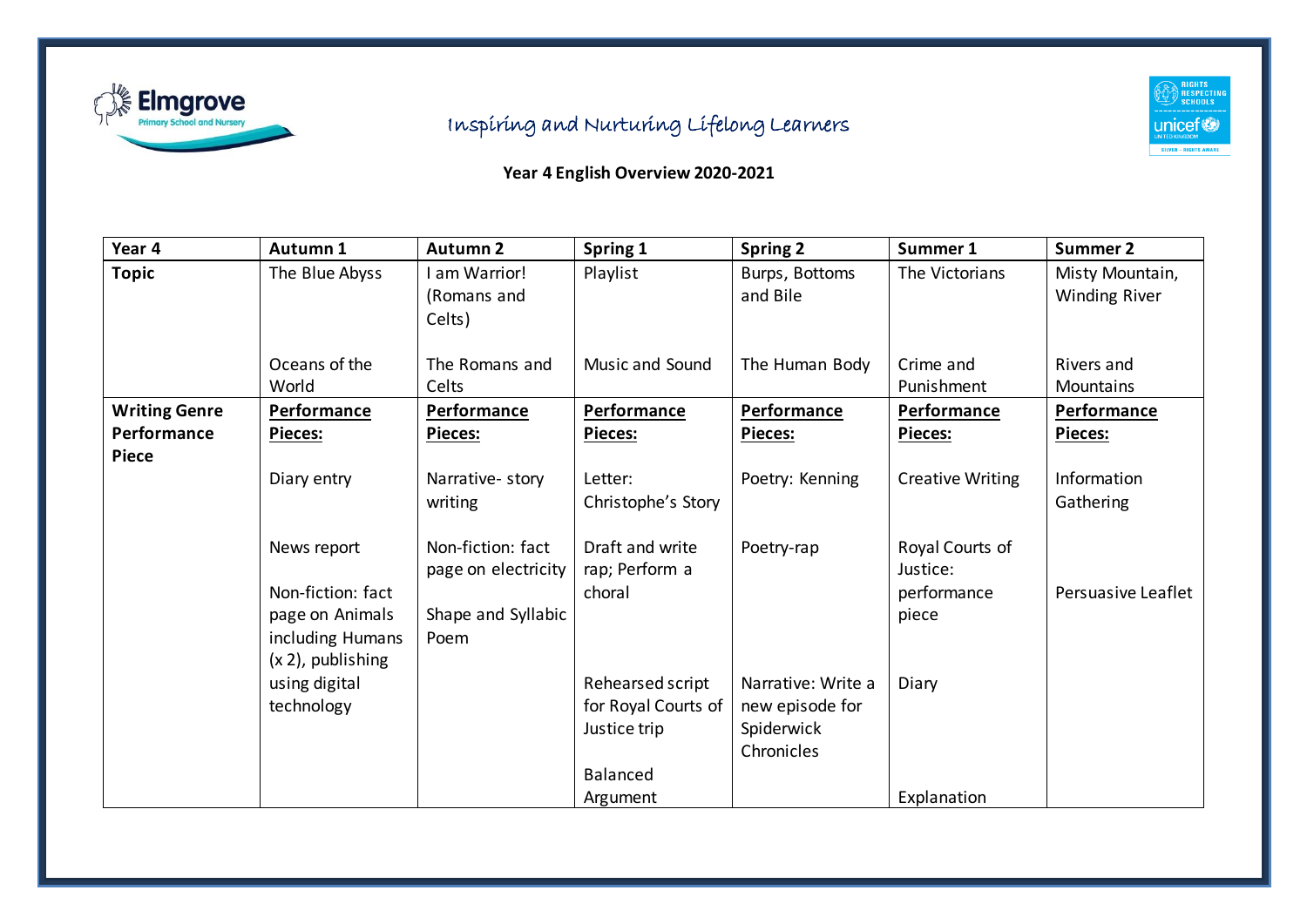Elmgrove Primary School and Nursery

Inspiring and Nurturing Lifelong Learners

**Year 4 English Overview 2020-2021**

| Year 4 | Autumn 1 | Autumn 2 | Spring 1 | Spring 2 | Summer 1 | Summer 2 |
|---|---|---|---|---|---|---|
| **Topic** | The Blue Abyss<br><br>Oceans of the World | I am Warrior! (Romans and Celts)<br><br>The Romans and Celts | Playlist<br><br>Music and Sound | Burps, Bottoms and Bile<br><br>The Human Body | The Victorians<br><br>Crime and Punishment | Misty Mountain, Winding River<br><br>Rivers and Mountains |
| **Writing Genre Performance Piece** | **Performance Pieces:**<br><br>Diary entry<br><br>News report<br><br>Non-fiction: fact page on Animals including Humans (x 2), publishing using digital technology | **Performance Pieces:**<br><br>Narrative- story writing<br><br>Non-fiction: fact page on electricity<br><br>Shape and Syllabic Poem | **Performance Pieces:**<br><br>Letter: Christophe's Story<br><br>Draft and write rap; Perform a choral<br><br>Rehearsed script for Royal Courts of Justice trip<br><br>Balanced Argument | **Performance Pieces:**<br><br>Poetry: Kenning<br><br>Poetry-rap<br><br>Narrative: Write a new episode for Spiderwick Chronicles | **Performance Pieces:**<br><br>Creative Writing<br><br>Royal Courts of Justice: performance piece<br><br>Diary<br><br>Explanation | **Performance Pieces:**<br><br>Information Gathering<br><br>Persuasive Leaflet |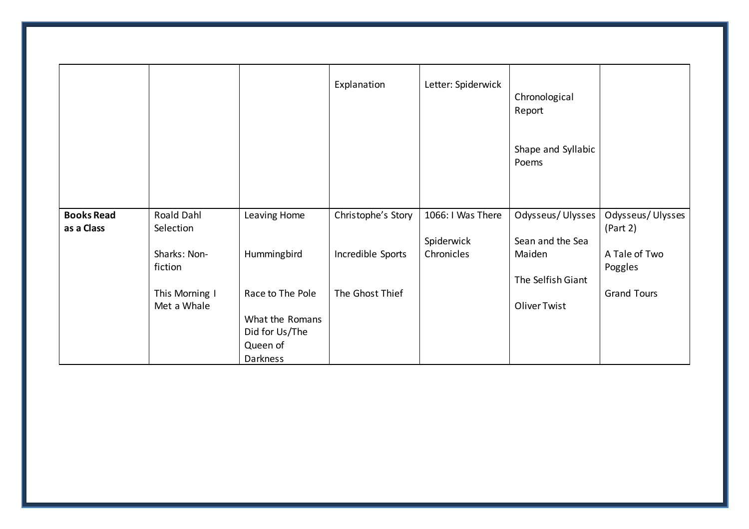| | | | | | | |
|---|---|---|---|---|---|---|
| | | | Explanation | Letter: Spiderwick | Chronological Report<br><br>Shape and Syllabic Poems | |
| **Books Read as a Class** | Roald Dahl Selection<br><br>Sharks: Non-fiction<br><br>This Morning I Met a Whale | Leaving Home<br><br>Hummingbird<br><br>Race to The Pole<br><br>What the Romans Did for Us/The Queen of Darkness | Christophe's Story<br><br>Incredible Sports<br><br>The Ghost Thief | 1066: I Was There<br><br>Spiderwick Chronicles | Odysseus/ Ulysses<br><br>Sean and the Sea Maiden<br><br>The Selfish Giant<br><br>Oliver Twist | Odysseus/ Ulysses (Part 2)<br><br>A Tale of Two Poggles<br><br>Grand Tours |